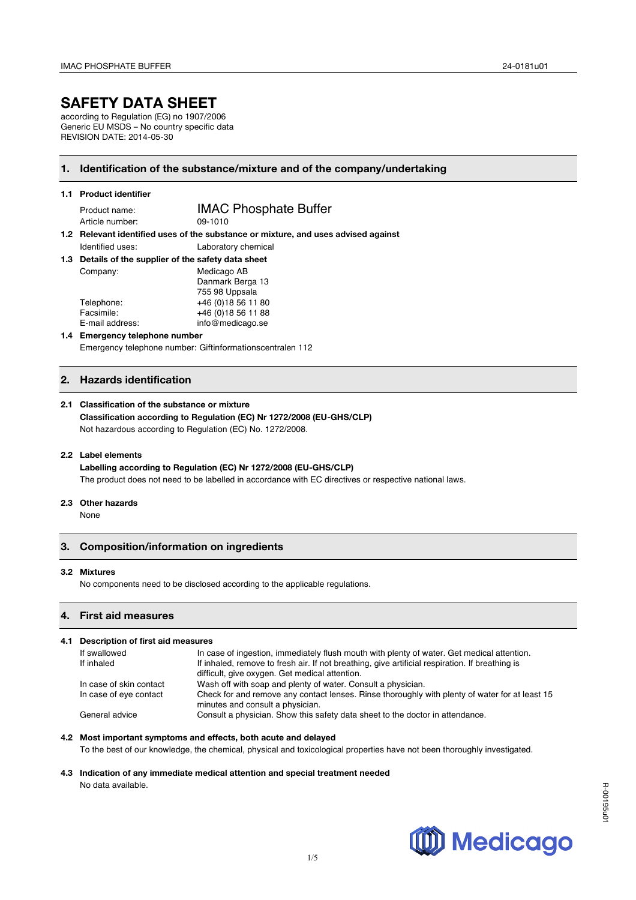# SAFETY DATA SHEET

according to Regulation (EG) no 1907/2006
Generic EU MSDS – No country specific data
REVISION DATE: 2014-05-30

## 1. Identification of the substance/mixture and of the company/undertaking

### 1.1 Product identifier

| | |
|---|---|
| Product name: | IMAC Phosphate Buffer |
| Article number: | 09-1010 |

### 1.2 Relevant identified uses of the substance or mixture, and uses advised against

| | |
|---|---|
| Identified uses: | Laboratory chemical |

### 1.3 Details of the supplier of the safety data sheet

| | |
|---|---|
| Company: | Medicago AB<br>Danmark Berga 13<br>755 98 Uppsala |
| Telephone: | +46 (0)18 56 11 80 |
| Facsimile: | +46 (0)18 56 11 88 |
| E-mail address: | info@medicago.se |

### 1.4 Emergency telephone number

Emergency telephone number: Giftinformationscentralen 112

## 2. Hazards identification

### 2.1 Classification of the substance or mixture

**Classification according to Regulation (EC) Nr 1272/2008 (EU-GHS/CLP)**

Not hazardous according to Regulation (EC) No. 1272/2008.

### 2.2 Label elements

**Labelling according to Regulation (EC) Nr 1272/2008 (EU-GHS/CLP)**

The product does not need to be labelled in accordance with EC directives or respective national laws.

### 2.3 Other hazards

None

## 3. Composition/information on ingredients

### 3.2 Mixtures

No components need to be disclosed according to the applicable regulations.

## 4. First aid measures

### 4.1 Description of first aid measures

| | |
|---|---|
| If swallowed | In case of ingestion, immediately flush mouth with plenty of water. Get medical attention. |
| If inhaled | If inhaled, remove to fresh air. If not breathing, give artificial respiration. If breathing is difficult, give oxygen. Get medical attention. |
| In case of skin contact | Wash off with soap and plenty of water. Consult a physician. |
| In case of eye contact | Check for and remove any contact lenses. Rinse thoroughly with plenty of water for at least 15 minutes and consult a physician. |
| General advice | Consult a physician. Show this safety data sheet to the doctor in attendance. |

### 4.2 Most important symptoms and effects, both acute and delayed

To the best of our knowledge, the chemical, physical and toxicological properties have not been thoroughly investigated.

### 4.3 Indication of any immediate medical attention and special treatment needed

No data available.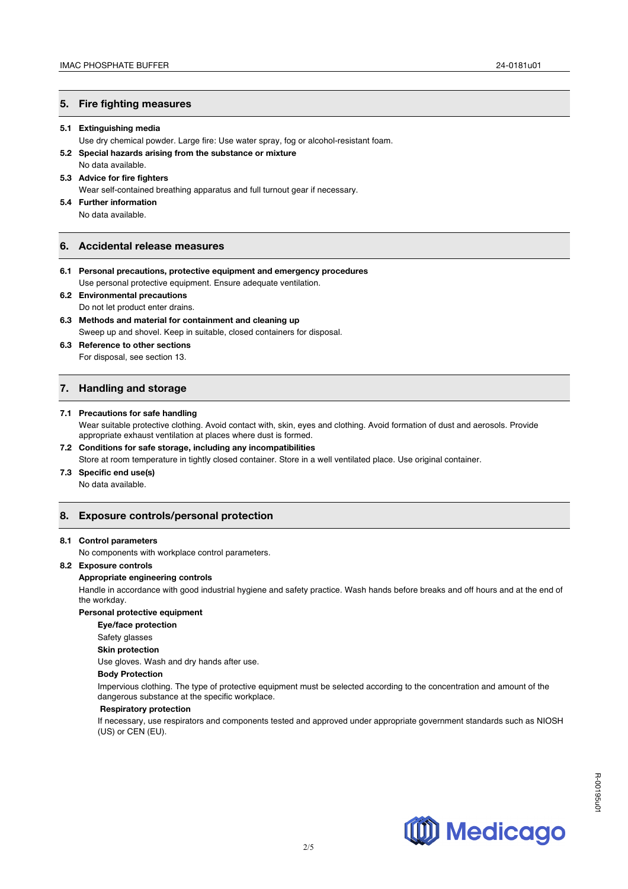## 5. Fire fighting measures

**5.1 Extinguishing media**

Use dry chemical powder. Large fire: Use water spray, fog or alcohol-resistant foam.

**5.2 Special hazards arising from the substance or mixture**

No data available.

**5.3 Advice for fire fighters**

Wear self-contained breathing apparatus and full turnout gear if necessary.

**5.4 Further information**

No data available.

## 6. Accidental release measures

**6.1 Personal precautions, protective equipment and emergency procedures**

Use personal protective equipment. Ensure adequate ventilation.

**6.2 Environmental precautions**

Do not let product enter drains.

**6.3 Methods and material for containment and cleaning up**

Sweep up and shovel. Keep in suitable, closed containers for disposal.

**6.3 Reference to other sections**

For disposal, see section 13.

## 7. Handling and storage

**7.1 Precautions for safe handling**

Wear suitable protective clothing. Avoid contact with, skin, eyes and clothing. Avoid formation of dust and aerosols. Provide appropriate exhaust ventilation at places where dust is formed.

**7.2 Conditions for safe storage, including any incompatibilities**

Store at room temperature in tightly closed container. Store in a well ventilated place. Use original container.

**7.3 Specific end use(s)**

No data available.

## 8. Exposure controls/personal protection

**8.1 Control parameters**

No components with workplace control parameters.

**8.2 Exposure controls**

**Appropriate engineering controls**

Handle in accordance with good industrial hygiene and safety practice. Wash hands before breaks and off hours and at the end of the workday.

**Personal protective equipment**

**Eye/face protection**

Safety glasses

**Skin protection**

Use gloves. Wash and dry hands after use.

**Body Protection**

Impervious clothing. The type of protective equipment must be selected according to the concentration and amount of the dangerous substance at the specific workplace.

**Respiratory protection**

If necessary, use respirators and components tested and approved under appropriate government standards such as NIOSH (US) or CEN (EU).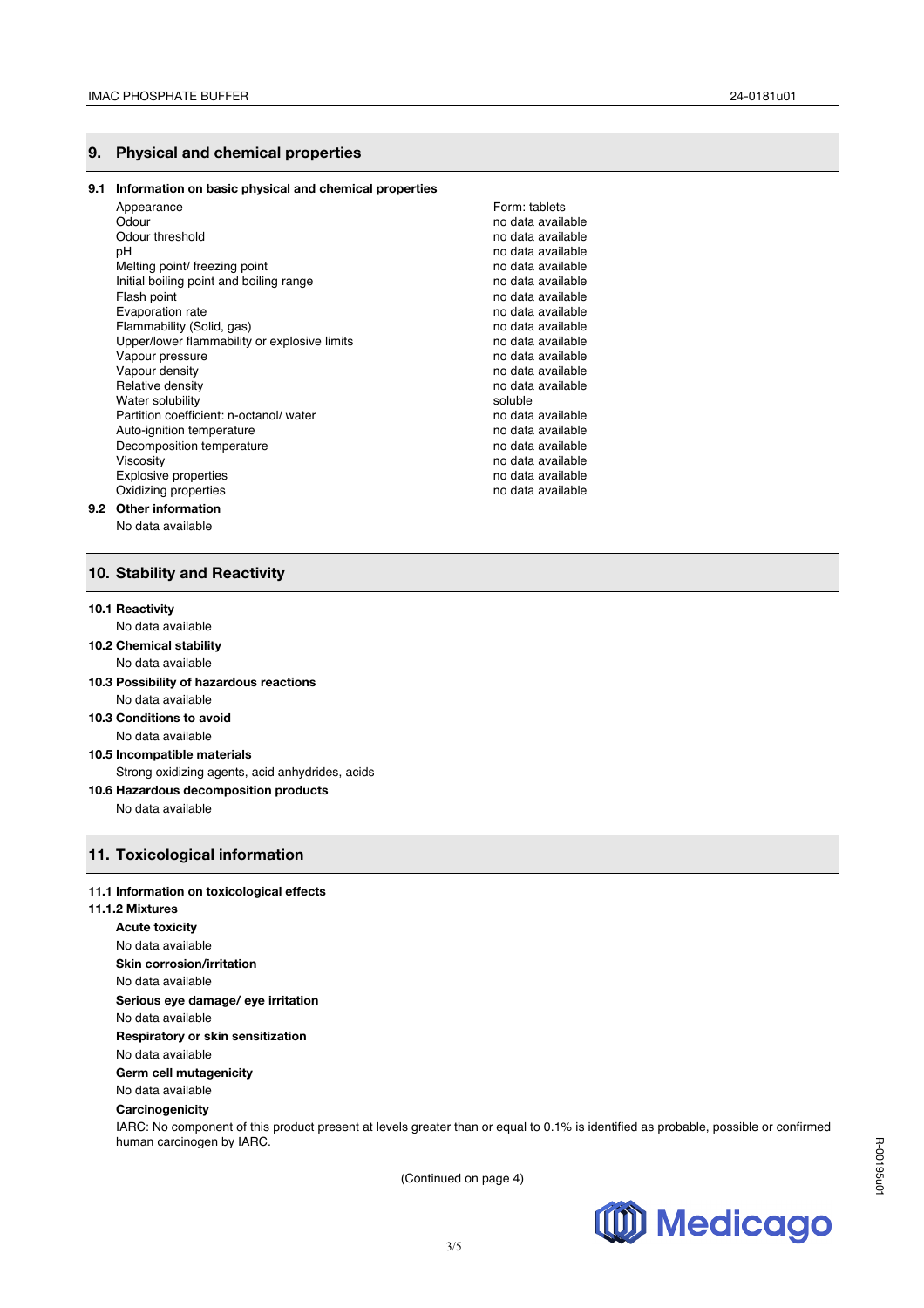## 9. Physical and chemical properties

### 9.1 Information on basic physical and chemical properties

| | |
|---|---|
| Appearance | Form: tablets |
| Odour | no data available |
| Odour threshold | no data available |
| pH | no data available |
| Melting point/ freezing point | no data available |
| Initial boiling point and boiling range | no data available |
| Flash point | no data available |
| Evaporation rate | no data available |
| Flammability (Solid, gas) | no data available |
| Upper/lower flammability or explosive limits | no data available |
| Vapour pressure | no data available |
| Vapour density | no data available |
| Relative density | no data available |
| Water solubility | soluble |
| Partition coefficient: n-octanol/ water | no data available |
| Auto-ignition temperature | no data available |
| Decomposition temperature | no data available |
| Viscosity | no data available |
| Explosive properties | no data available |
| Oxidizing properties | no data available |

### 9.2 Other information

No data available

## 10. Stability and Reactivity

**10.1 Reactivity**

No data available

**10.2 Chemical stability**

No data available

**10.3 Possibility of hazardous reactions**

No data available

**10.3 Conditions to avoid**

No data available

**10.5 Incompatible materials**

Strong oxidizing agents, acid anhydrides, acids

**10.6 Hazardous decomposition products**

No data available

## 11. Toxicological information

**11.1 Information on toxicological effects**

**11.1.2 Mixtures**

**Acute toxicity**

No data available

**Skin corrosion/irritation**

No data available

**Serious eye damage/ eye irritation**

No data available

**Respiratory or skin sensitization**

No data available

**Germ cell mutagenicity**

No data available

**Carcinogenicity**

IARC: No component of this product present at levels greater than or equal to 0.1% is identified as probable, possible or confirmed human carcinogen by IARC.

(Continued on page 4)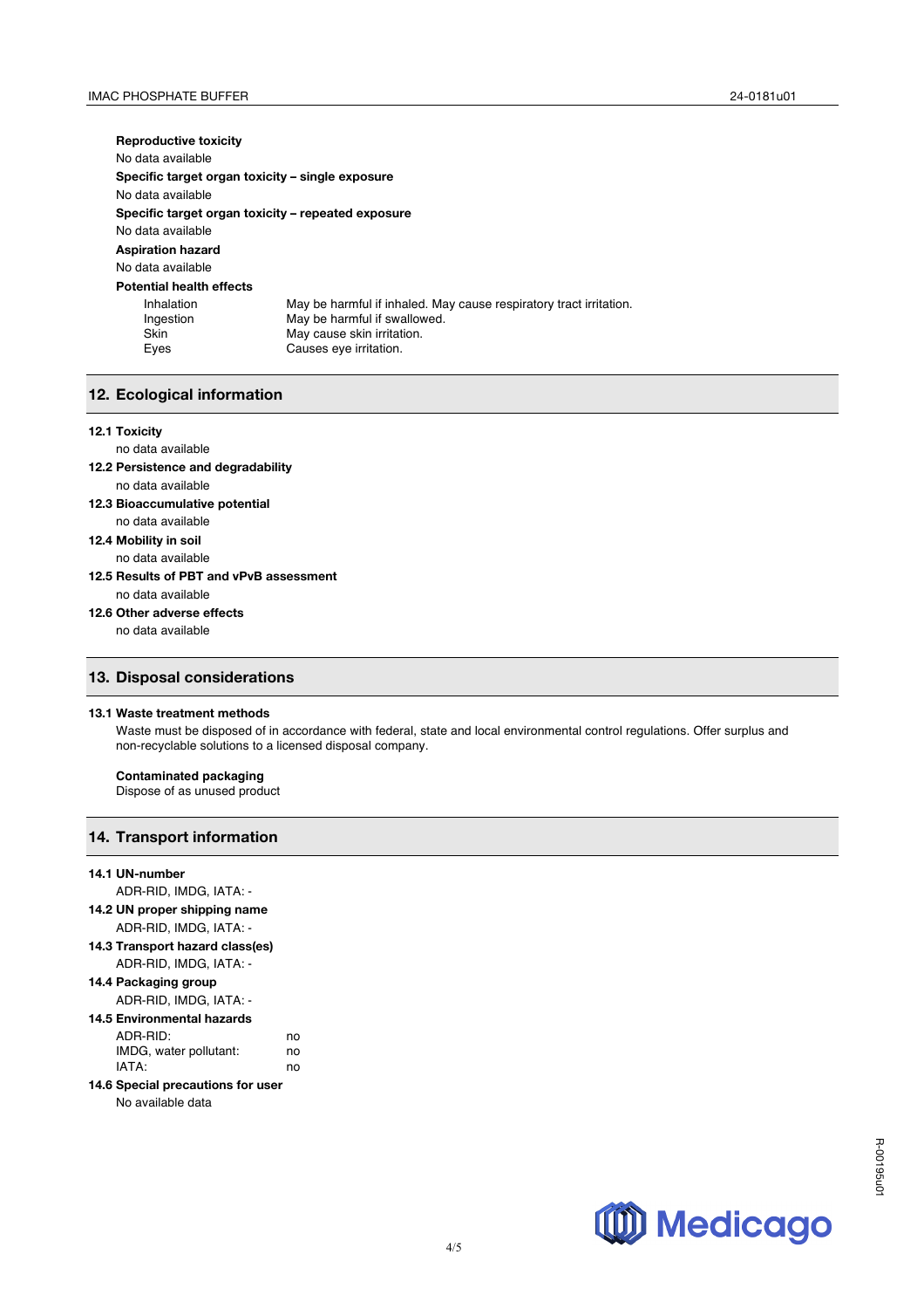**Reproductive toxicity**

No data available

**Specific target organ toxicity – single exposure**

No data available

**Specific target organ toxicity – repeated exposure**

No data available

**Aspiration hazard**

No data available

**Potential health effects**

| | |
|---|---|
| Inhalation | May be harmful if inhaled. May cause respiratory tract irritation. |
| Ingestion | May be harmful if swallowed. |
| Skin | May cause skin irritation. |
| Eyes | Causes eye irritation. |

## 12. Ecological information

**12.1 Toxicity**

no data available

**12.2 Persistence and degradability**

no data available

**12.3 Bioaccumulative potential**

no data available

**12.4 Mobility in soil**

no data available

**12.5 Results of PBT and vPvB assessment**

no data available

**12.6 Other adverse effects**

no data available

## 13. Disposal considerations

**13.1 Waste treatment methods**

Waste must be disposed of in accordance with federal, state and local environmental control regulations. Offer surplus and non-recyclable solutions to a licensed disposal company.

**Contaminated packaging**

Dispose of as unused product

## 14. Transport information

**14.1 UN-number**

ADR-RID, IMDG, IATA: -

**14.2 UN proper shipping name**

ADR-RID, IMDG, IATA: -

**14.3 Transport hazard class(es)**

ADR-RID, IMDG, IATA: -

**14.4 Packaging group**

ADR-RID, IMDG, IATA: -

**14.5 Environmental hazards**

| | |
|---|---|
| ADR-RID: | no |
| IMDG, water pollutant: | no |
| IATA: | no |

**14.6 Special precautions for user**

No available data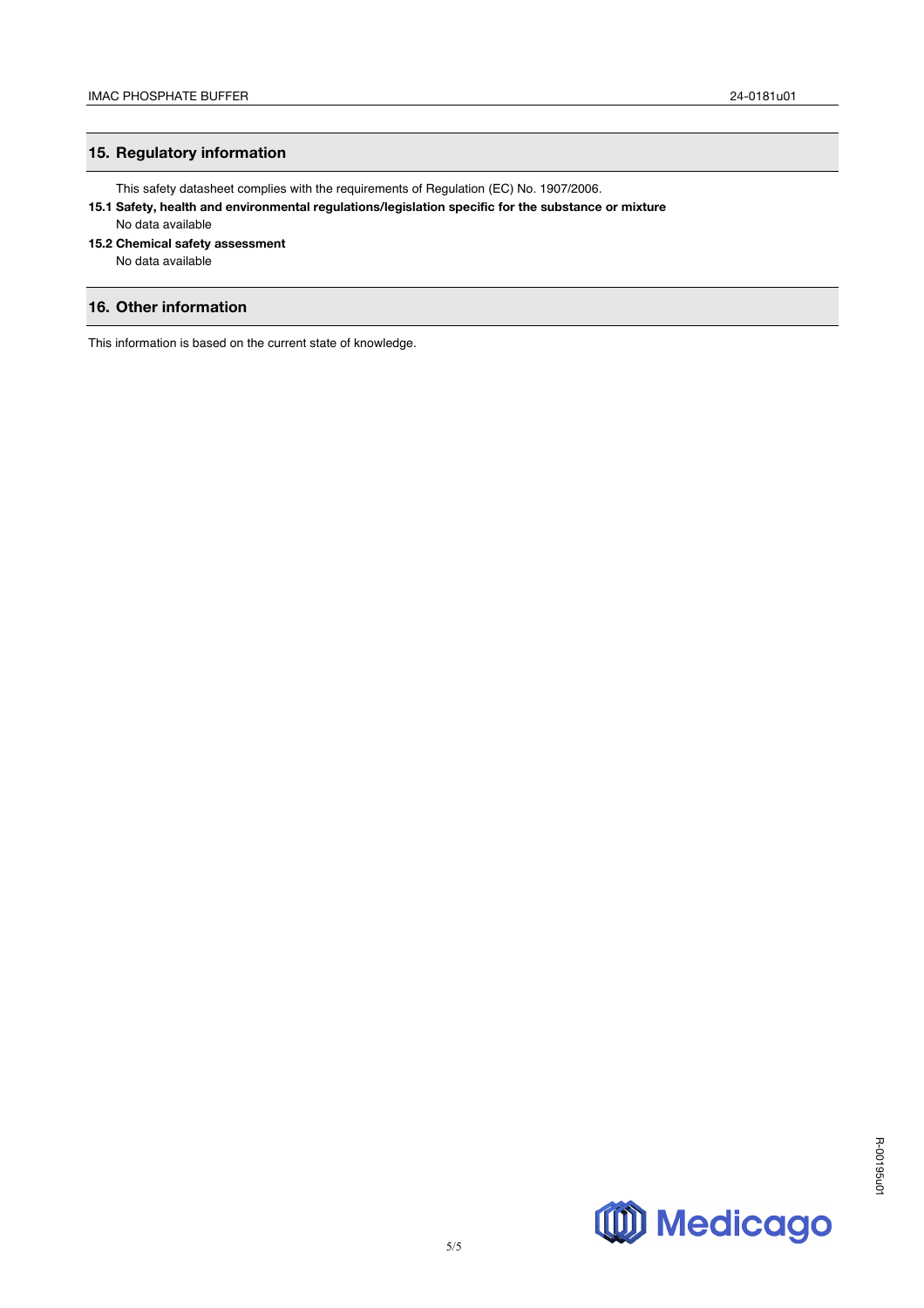## 15. Regulatory information

This safety datasheet complies with the requirements of Regulation (EC) No. 1907/2006.

**15.1 Safety, health and environmental regulations/legislation specific for the substance or mixture**

No data available

**15.2 Chemical safety assessment**

No data available

## 16. Other information

This information is based on the current state of knowledge.